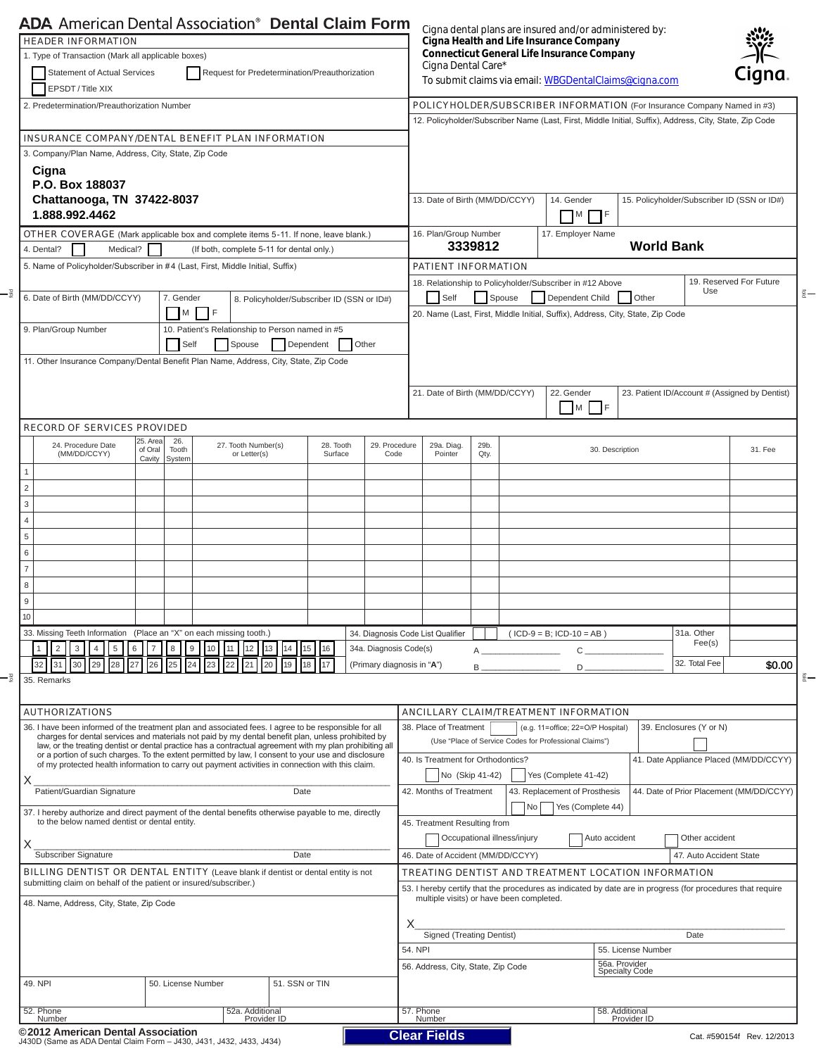# ADA American Dental Association® Dental Claim Form

Cigna dental plans are insured and/or administered by:
**Cigna Health and Life Insurance Company**
**Connecticut General Life Insurance Company**
Cigna Dental Care*
To submit claims via email: WBGDentalClaims@cigna.com

Cigna.

## HEADER INFORMATION

1. Type of Transaction (Mark all applicable boxes)

☐ Statement of Actual Services ☐ Request for Predetermination/Preauthorization
☐ EPSDT / Title XIX

2. Predetermination/Preauthorization Number

## INSURANCE COMPANY/DENTAL BENEFIT PLAN INFORMATION

3. Company/Plan Name, Address, City, State, Zip Code

**Cigna**
**P.O. Box 188037**
**Chattanooga, TN 37422-8037**
**1.888.992.4462**

## OTHER COVERAGE (Mark applicable box and complete items 5-11. If none, leave blank.)

4. Dental? ☐ Medical? ☐ (If both, complete 5-11 for dental only.)

5. Name of Policyholder/Subscriber in #4 (Last, First, Middle Initial, Suffix)

6. Date of Birth (MM/DD/CCYY)
7. Gender ☐ M ☐ F
8. Policyholder/Subscriber ID (SSN or ID#)

9. Plan/Group Number
10. Patient's Relationship to Person named in #5 ☐ Self ☐ Spouse ☐ Dependent ☐ Other

11. Other Insurance Company/Dental Benefit Plan Name, Address, City, State, Zip Code

## POLICYHOLDER/SUBSCRIBER INFORMATION (For Insurance Company Named in #3)

12. Policyholder/Subscriber Name (Last, First, Middle Initial, Suffix), Address, City, State, Zip Code

13. Date of Birth (MM/DD/CCYY)
14. Gender ☐ M ☐ F
15. Policyholder/Subscriber ID (SSN or ID#)

16. Plan/Group Number **3339812**
17. Employer Name **World Bank**

## PATIENT INFORMATION

18. Relationship to Policyholder/Subscriber in #12 Above ☐ Self ☐ Spouse ☐ Dependent Child ☐ Other
19. Reserved For Future Use

20. Name (Last, First, Middle Initial, Suffix), Address, City, State, Zip Code

21. Date of Birth (MM/DD/CCYY)
22. Gender ☐ M ☐ F
23. Patient ID/Account # (Assigned by Dentist)

## RECORD OF SERVICES PROVIDED

| | 24. Procedure Date (MM/DD/CCYY) | 25. Area of Oral Cavity | 26. Tooth System | 27. Tooth Number(s) or Letter(s) | 28. Tooth Surface | 29. Procedure Code | 29a. Diag. Pointer | 29b. Qty. | 30. Description | 31. Fee |
|---|---|---|---|---|---|---|---|---|---|---|
| 1 | | | | | | | | | | |
| 2 | | | | | | | | | | |
| 3 | | | | | | | | | | |
| 4 | | | | | | | | | | |
| 5 | | | | | | | | | | |
| 6 | | | | | | | | | | |
| 7 | | | | | | | | | | |
| 8 | | | | | | | | | | |
| 9 | | | | | | | | | | |
| 10 | | | | | | | | | | |

33. Missing Teeth Information (Place an "X" on each missing tooth.)

1 2 3 4 5 6 7 8 9 10 11 12 13 14 15 16
32 31 30 29 28 27 26 25 24 23 22 21 20 19 18 17

34. Diagnosis Code List Qualifier ☐ ( ICD-9 = B; ICD-10 = AB )
34a. Diagnosis Code(s) (Primary diagnosis in "A")
A ________ B ________ C ________ D ________

31a. Other Fee(s)
32. Total Fee **$0.00**

35. Remarks

## AUTHORIZATIONS

36. I have been informed of the treatment plan and associated fees. I agree to be responsible for all charges for dental services and materials not paid by my dental benefit plan, unless prohibited by law, or the treating dentist or dental practice has a contractual agreement with my plan prohibiting all or a portion of such charges. To the extent permitted by law, I consent to your use and disclosure of my protected health information to carry out payment activities in connection with this claim.

X ______________________________________
Patient/Guardian Signature Date

37. I hereby authorize and direct payment of the dental benefits otherwise payable to me, directly to the below named dentist or dental entity.

X ______________________________________
Subscriber Signature Date

## ANCILLARY CLAIM/TREATMENT INFORMATION

38. Place of Treatment ☐ (e.g. 11=office; 22=O/P Hospital) (Use "Place of Service Codes for Professional Claims")
39. Enclosures (Y or N) ☐

40. Is Treatment for Orthodontics? ☐ No (Skip 41-42) ☐ Yes (Complete 41-42)
41. Date Appliance Placed (MM/DD/CCYY)

42. Months of Treatment
43. Replacement of Prosthesis ☐ No ☐ Yes (Complete 44)
44. Date of Prior Placement (MM/DD/CCYY)

45. Treatment Resulting from ☐ Occupational illness/injury ☐ Auto accident ☐ Other accident

46. Date of Accident (MM/DD/CCYY)
47. Auto Accident State

## BILLING DENTIST OR DENTAL ENTITY (Leave blank if dentist or dental entity is not submitting claim on behalf of the patient or insured/subscriber.)

48. Name, Address, City, State, Zip Code

49. NPI
50. License Number
51. SSN or TIN

52. Phone Number
52a. Additional Provider ID

## TREATING DENTIST AND TREATMENT LOCATION INFORMATION

53. I hereby certify that the procedures as indicated by date are in progress (for procedures that require multiple visits) or have been completed.

X ______________________________________
Signed (Treating Dentist) Date

54. NPI
55. License Number

56. Address, City, State, Zip Code
56a. Provider Specialty Code

57. Phone Number
58. Additional Provider ID

©2012 American Dental Association
J430D (Same as ADA Dental Claim Form – J430, J431, J432, J433, J434)

Clear Fields

Cat. #590154f Rev. 12/2013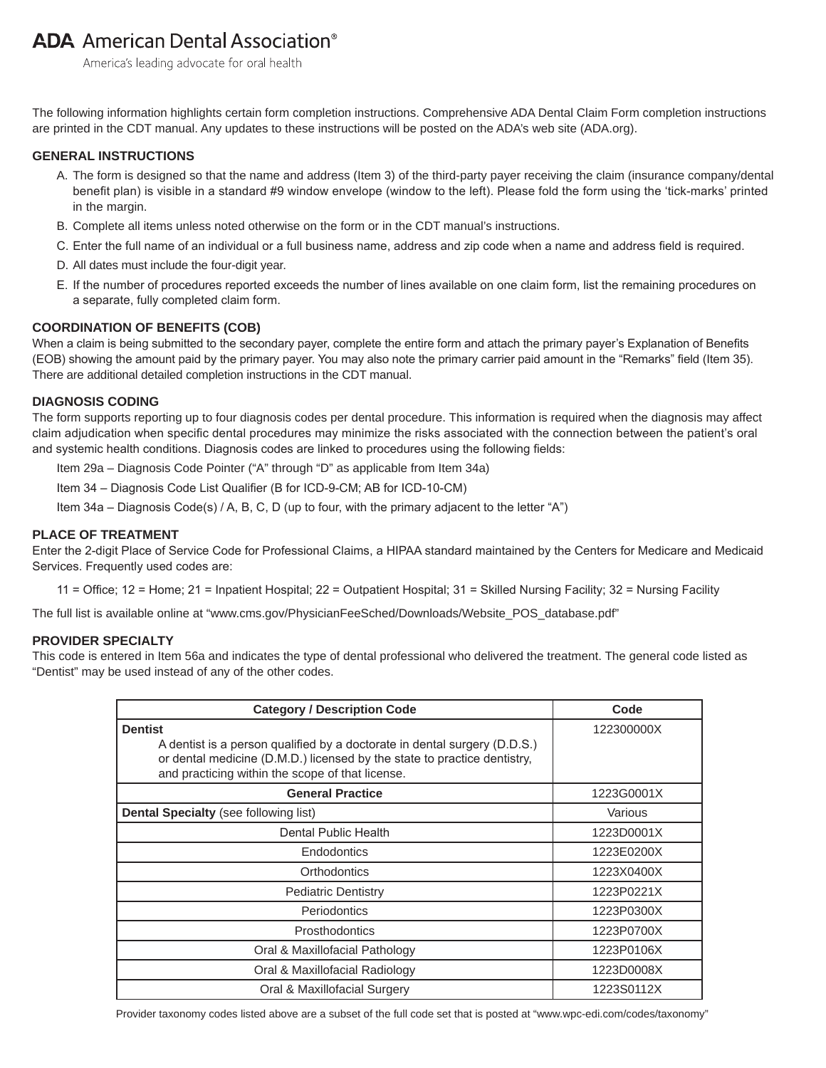**ADA** American Dental Association®

America's leading advocate for oral health

The following information highlights certain form completion instructions. Comprehensive ADA Dental Claim Form completion instructions are printed in the CDT manual. Any updates to these instructions will be posted on the ADA's web site (ADA.org).

## GENERAL INSTRUCTIONS

A. The form is designed so that the name and address (Item 3) of the third-party payer receiving the claim (insurance company/dental benefit plan) is visible in a standard #9 window envelope (window to the left). Please fold the form using the 'tick-marks' printed in the margin.

B. Complete all items unless noted otherwise on the form or in the CDT manual's instructions.

C. Enter the full name of an individual or a full business name, address and zip code when a name and address field is required.

D. All dates must include the four-digit year.

E. If the number of procedures reported exceeds the number of lines available on one claim form, list the remaining procedures on a separate, fully completed claim form.

## COORDINATION OF BENEFITS (COB)

When a claim is being submitted to the secondary payer, complete the entire form and attach the primary payer's Explanation of Benefits (EOB) showing the amount paid by the primary payer. You may also note the primary carrier paid amount in the "Remarks" field (Item 35). There are additional detailed completion instructions in the CDT manual.

## DIAGNOSIS CODING

The form supports reporting up to four diagnosis codes per dental procedure. This information is required when the diagnosis may affect claim adjudication when specific dental procedures may minimize the risks associated with the connection between the patient's oral and systemic health conditions. Diagnosis codes are linked to procedures using the following fields:

Item 29a – Diagnosis Code Pointer ("A" through "D" as applicable from Item 34a)

Item 34 – Diagnosis Code List Qualifier (B for ICD-9-CM; AB for ICD-10-CM)

Item 34a – Diagnosis Code(s) / A, B, C, D (up to four, with the primary adjacent to the letter "A")

## PLACE OF TREATMENT

Enter the 2-digit Place of Service Code for Professional Claims, a HIPAA standard maintained by the Centers for Medicare and Medicaid Services. Frequently used codes are:

11 = Office; 12 = Home; 21 = Inpatient Hospital; 22 = Outpatient Hospital; 31 = Skilled Nursing Facility; 32 = Nursing Facility

The full list is available online at "www.cms.gov/PhysicianFeeSched/Downloads/Website_POS_database.pdf"

## PROVIDER SPECIALTY

This code is entered in Item 56a and indicates the type of dental professional who delivered the treatment. The general code listed as "Dentist" may be used instead of any of the other codes.

| Category / Description Code | Code |
|---|---|
| **Dentist** A dentist is a person qualified by a doctorate in dental surgery (D.D.S.) or dental medicine (D.M.D.) licensed by the state to practice dentistry, and practicing within the scope of that license. | 122300000X |
| **General Practice** | 1223G0001X |
| **Dental Specialty** (see following list) | Various |
| Dental Public Health | 1223D0001X |
| Endodontics | 1223E0200X |
| Orthodontics | 1223X0400X |
| Pediatric Dentistry | 1223P0221X |
| Periodontics | 1223P0300X |
| Prosthodontics | 1223P0700X |
| Oral & Maxillofacial Pathology | 1223P0106X |
| Oral & Maxillofacial Radiology | 1223D0008X |
| Oral & Maxillofacial Surgery | 1223S0112X |

Provider taxonomy codes listed above are a subset of the full code set that is posted at "www.wpc-edi.com/codes/taxonomy"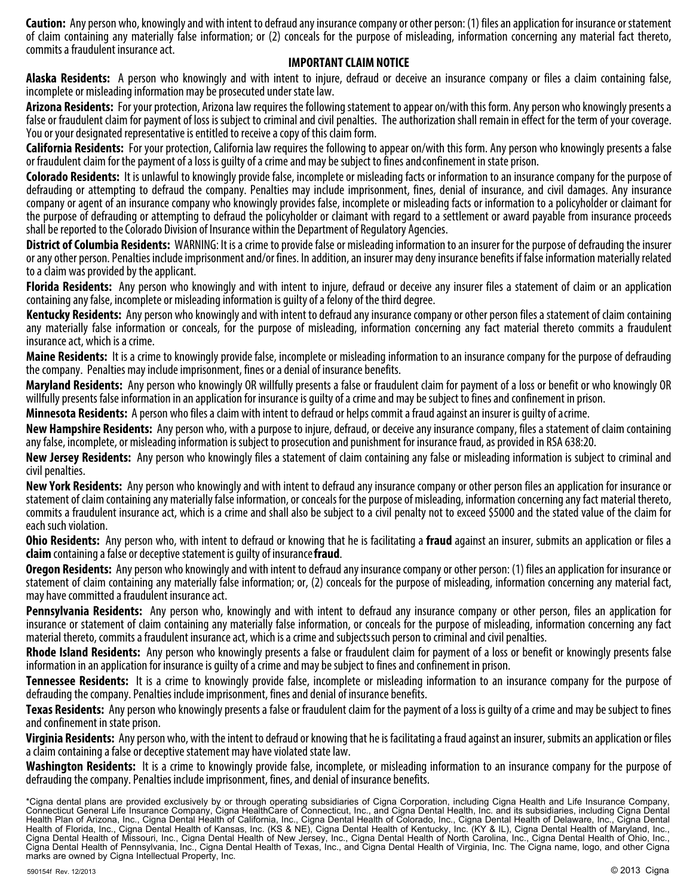**Caution:** Any person who, knowingly and with intent to defraud any insurance company or other person: (1) files an application for insurance or statement of claim containing any materially false information; or (2) conceals for the purpose of misleading, information concerning any material fact thereto, commits a fraudulent insurance act.

## IMPORTANT CLAIM NOTICE

**Alaska Residents:** A person who knowingly and with intent to injure, defraud or deceive an insurance company or files a claim containing false, incomplete or misleading information may be prosecuted under state law.

**Arizona Residents:** For your protection, Arizona law requires the following statement to appear on/with this form. Any person who knowingly presents a false or fraudulent claim for payment of loss is subject to criminal and civil penalties. The authorization shall remain in effect for the term of your coverage. You or your designated representative is entitled to receive a copy of this claim form.

**California Residents:** For your protection, California law requires the following to appear on/with this form. Any person who knowingly presents a false or fraudulent claim for the payment of a loss is guilty of a crime and may be subject to fines and confinement in state prison.

**Colorado Residents:** It is unlawful to knowingly provide false, incomplete or misleading facts or information to an insurance company for the purpose of defrauding or attempting to defraud the company. Penalties may include imprisonment, fines, denial of insurance, and civil damages. Any insurance company or agent of an insurance company who knowingly provides false, incomplete or misleading facts or information to a policyholder or claimant for the purpose of defrauding or attempting to defraud the policyholder or claimant with regard to a settlement or award payable from insurance proceeds shall be reported to the Colorado Division of Insurance within the Department of Regulatory Agencies.

**District of Columbia Residents:** WARNING: It is a crime to provide false or misleading information to an insurer for the purpose of defrauding the insurer or any other person. Penalties include imprisonment and/or fines. In addition, an insurer may deny insurance benefits if false information materially related to a claim was provided by the applicant.

**Florida Residents:** Any person who knowingly and with intent to injure, defraud or deceive any insurer files a statement of claim or an application containing any false, incomplete or misleading information is guilty of a felony of the third degree.

**Kentucky Residents:** Any person who knowingly and with intent to defraud any insurance company or other person files a statement of claim containing any materially false information or conceals, for the purpose of misleading, information concerning any fact material thereto commits a fraudulent insurance act, which is a crime.

**Maine Residents:** It is a crime to knowingly provide false, incomplete or misleading information to an insurance company for the purpose of defrauding the company. Penalties may include imprisonment, fines or a denial of insurance benefits.

**Maryland Residents:** Any person who knowingly OR willfully presents a false or fraudulent claim for payment of a loss or benefit or who knowingly OR willfully presents false information in an application for insurance is guilty of a crime and may be subject to fines and confinement in prison.

**Minnesota Residents:** A person who files a claim with intent to defraud or helps commit a fraud against an insurer is guilty of a crime.

**New Hampshire Residents:** Any person who, with a purpose to injure, defraud, or deceive any insurance company, files a statement of claim containing any false, incomplete, or misleading information is subject to prosecution and punishment for insurance fraud, as provided in RSA 638:20.

**New Jersey Residents:** Any person who knowingly files a statement of claim containing any false or misleading information is subject to criminal and civil penalties.

**New York Residents:** Any person who knowingly and with intent to defraud any insurance company or other person files an application for insurance or statement of claim containing any materially false information, or conceals for the purpose of misleading, information concerning any fact material thereto, commits a fraudulent insurance act, which is a crime and shall also be subject to a civil penalty not to exceed $5000 and the stated value of the claim for each such violation.

**Ohio Residents:** Any person who, with intent to defraud or knowing that he is facilitating a **fraud** against an insurer, submits an application or files a **claim** containing a false or deceptive statement is guilty of insurance **fraud**.

**Oregon Residents:** Any person who knowingly and with intent to defraud any insurance company or other person: (1) files an application for insurance or statement of claim containing any materially false information; or, (2) conceals for the purpose of misleading, information concerning any material fact, may have committed a fraudulent insurance act.

**Pennsylvania Residents:** Any person who, knowingly and with intent to defraud any insurance company or other person, files an application for insurance or statement of claim containing any materially false information, or conceals for the purpose of misleading, information concerning any fact material thereto, commits a fraudulent insurance act, which is a crime and subjects such person to criminal and civil penalties.

**Rhode Island Residents:** Any person who knowingly presents a false or fraudulent claim for payment of a loss or benefit or knowingly presents false information in an application for insurance is guilty of a crime and may be subject to fines and confinement in prison.

**Tennessee Residents:** It is a crime to knowingly provide false, incomplete or misleading information to an insurance company for the purpose of defrauding the company. Penalties include imprisonment, fines and denial of insurance benefits.

**Texas Residents:** Any person who knowingly presents a false or fraudulent claim for the payment of a loss is guilty of a crime and may be subject to fines and confinement in state prison.

**Virginia Residents:** Any person who, with the intent to defraud or knowing that he is facilitating a fraud against an insurer, submits an application or files a claim containing a false or deceptive statement may have violated state law.

**Washington Residents:** It is a crime to knowingly provide false, incomplete, or misleading information to an insurance company for the purpose of defrauding the company. Penalties include imprisonment, fines, and denial of insurance benefits.

*Cigna dental plans are provided exclusively by or through operating subsidiaries of Cigna Corporation, including Cigna Health and Life Insurance Company, Connecticut General Life Insurance Company, Cigna HealthCare of Connecticut, Inc., and Cigna Dental Health, Inc. and its subsidiaries, including Cigna Dental Health Plan of Arizona, Inc., Cigna Dental Health of California, Inc., Cigna Dental Health of Colorado, Inc., Cigna Dental Health of Delaware, Inc., Cigna Dental Health of Florida, Inc., Cigna Dental Health of Kansas, Inc. (KS & NE), Cigna Dental Health of Kentucky, Inc. (KY & IL), Cigna Dental Health of Maryland, Inc., Cigna Dental Health of Missouri, Inc., Cigna Dental Health of New Jersey, Inc., Cigna Dental Health of North Carolina, Inc., Cigna Dental Health of Ohio, Inc., Cigna Dental Health of Pennsylvania, Inc., Cigna Dental Health of Texas, Inc., and Cigna Dental Health of Virginia, Inc. The Cigna name, logo, and other Cigna marks are owned by Cigna Intellectual Property, Inc.

590154f Rev. 12/2013 © 2013 Cigna